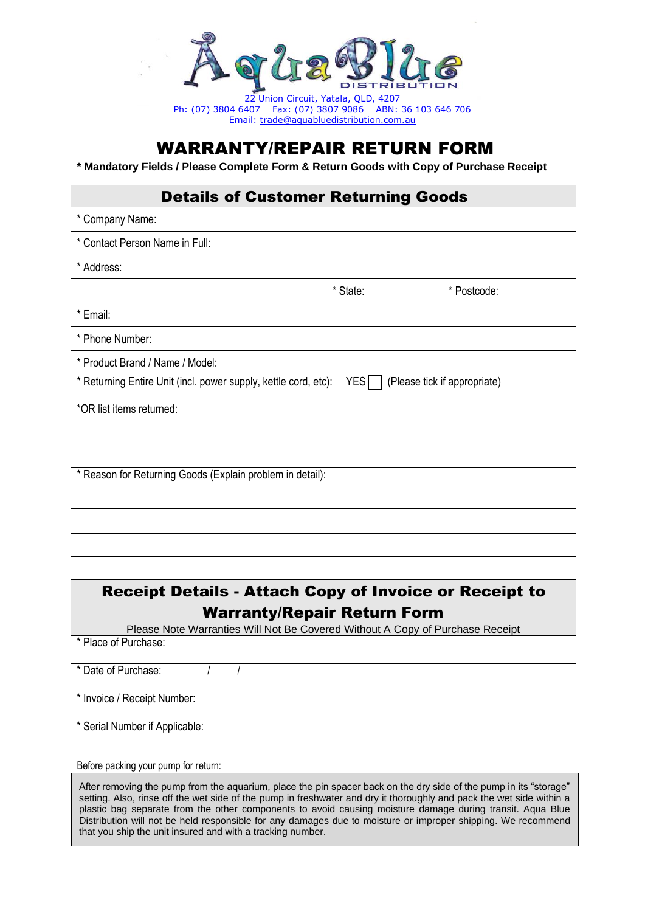# AquaBlue DISTRIBUTION

22 Union Circuit, Yatala, QLD, 4207
Ph: (07) 3804 6407    Fax: (07) 3807 9086    ABN: 36 103 646 706
Email: trade@aquabluedistribution.com.au

# WARRANTY/REPAIR RETURN FORM

**\* Mandatory Fields / Please Complete Form & Return Goods with Copy of Purchase Receipt**

## Details of Customer Returning Goods

\* Company Name:

\* Contact Person Name in Full:

\* Address:

\* State:    \* Postcode:

\* Email:

\* Phone Number:

\* Product Brand / Name / Model:

\* Returning Entire Unit (incl. power supply, kettle cord, etc): YES ☐ (Please tick if appropriate)

\*OR list items returned:

\* Reason for Returning Goods (Explain problem in detail):

## Receipt Details - Attach Copy of Invoice or Receipt to Warranty/Repair Return Form

Please Note Warranties Will Not Be Covered Without A Copy of Purchase Receipt

\* Place of Purchase:

\* Date of Purchase: / /

\* Invoice / Receipt Number:

\* Serial Number if Applicable:

Before packing your pump for return:

After removing the pump from the aquarium, place the pin spacer back on the dry side of the pump in its "storage" setting. Also, rinse off the wet side of the pump in freshwater and dry it thoroughly and pack the wet side within a plastic bag separate from the other components to avoid causing moisture damage during transit. Aqua Blue Distribution will not be held responsible for any damages due to moisture or improper shipping. We recommend that you ship the unit insured and with a tracking number.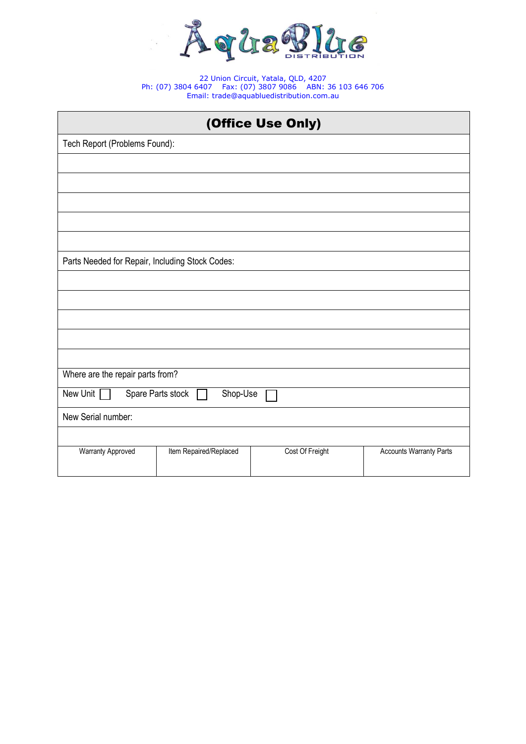**AquaBlue DISTRIBUTION**

22 Union Circuit, Yatala, QLD, 4207
Ph: (07) 3804 6407 Fax: (07) 3807 9086 ABN: 36 103 646 706
Email: trade@aquabluedistribution.com.au

| **(Office Use Only)** | | | |
|---|---|---|---|
| Tech Report (Problems Found): | | | |
| | | | |
| | | | |
| | | | |
| | | | |
| | | | |
| Parts Needed for Repair, Including Stock Codes: | | | |
| | | | |
| | | | |
| | | | |
| | | | |
| | | | |
| Where are the repair parts from? | | | |
| New Unit ☐ Spare Parts stock ☐ Shop-Use ☐ | | | |
| New Serial number: | | | |
| | | | |
| Warranty Approved | Item Repaired/Replaced | Cost Of Freight | Accounts Warranty Parts |